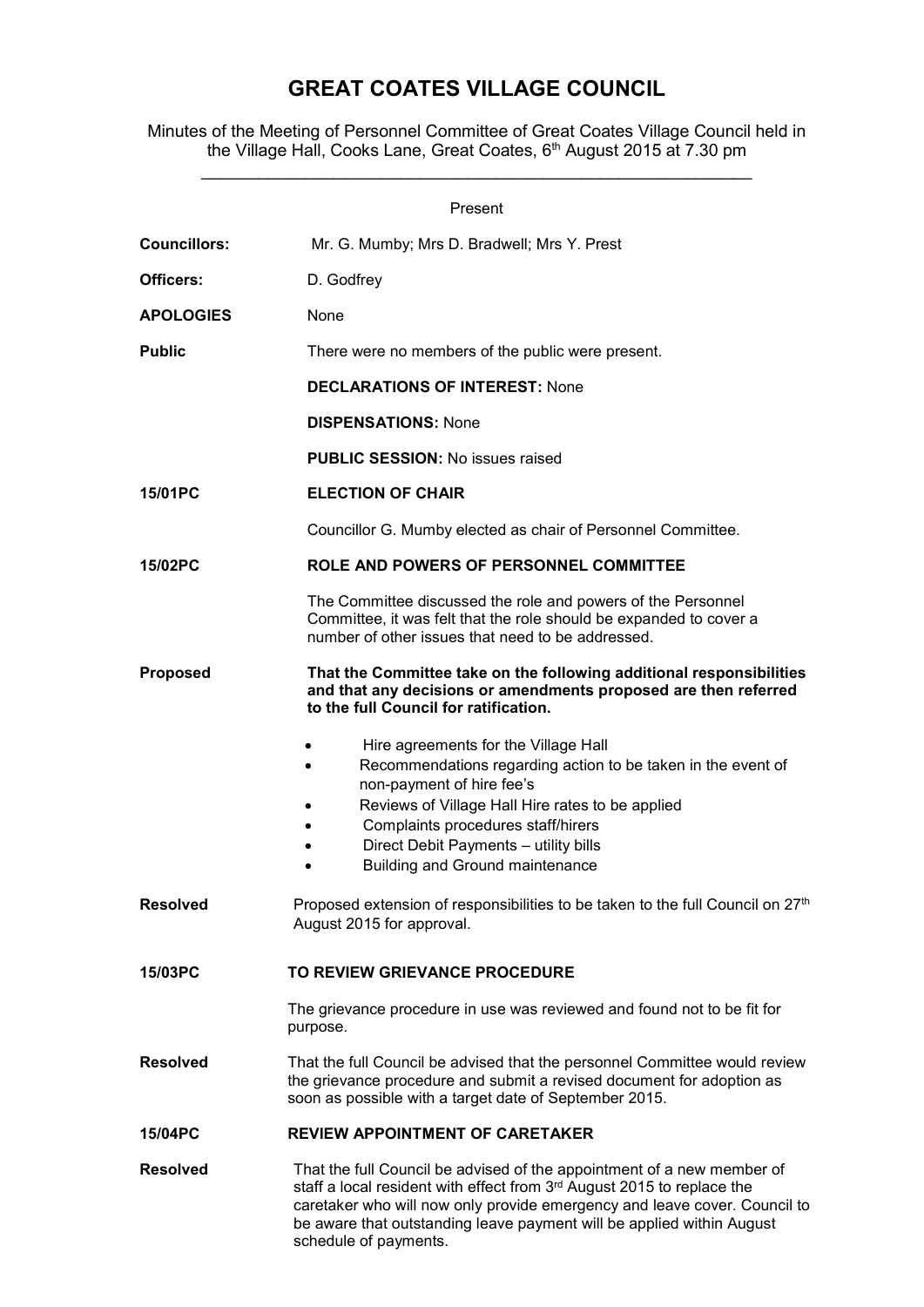# GREAT COATES VILLAGE COUNCIL

Minutes of the Meeting of Personnel Committee of Great Coates Village Council held in the Village Hall, Cooks Lane, Great Coates, 6th August 2015 at 7.30 pm

---

Present

**Councillors:** Mr. G. Mumby; Mrs D. Bradwell; Mrs Y. Prest

**Officers:** D. Godfrey

**APOLOGIES** None

**Public** There were no members of the public were present.

**DECLARATIONS OF INTEREST:** None

**DISPENSATIONS:** None

**PUBLIC SESSION:** No issues raised

**15/01PC** **ELECTION OF CHAIR**

Councillor G. Mumby elected as chair of Personnel Committee.

**15/02PC** **ROLE AND POWERS OF PERSONNEL COMMITTEE**

The Committee discussed the role and powers of the Personnel Committee, it was felt that the role should be expanded to cover a number of other issues that need to be addressed.

**Proposed** **That the Committee take on the following additional responsibilities and that any decisions or amendments proposed are then referred to the full Council for ratification.**

- Hire agreements for the Village Hall
- Recommendations regarding action to be taken in the event of non-payment of hire fee's
- Reviews of Village Hall Hire rates to be applied
- Complaints procedures staff/hirers
- Direct Debit Payments – utility bills
- Building and Ground maintenance

**Resolved** Proposed extension of responsibilities to be taken to the full Council on 27th August 2015 for approval.

**15/03PC** **TO REVIEW GRIEVANCE PROCEDURE**

The grievance procedure in use was reviewed and found not to be fit for purpose.

**Resolved** That the full Council be advised that the personnel Committee would review the grievance procedure and submit a revised document for adoption as soon as possible with a target date of September 2015.

**15/04PC** **REVIEW APPOINTMENT OF CARETAKER**

**Resolved** That the full Council be advised of the appointment of a new member of staff a local resident with effect from 3rd August 2015 to replace the caretaker who will now only provide emergency and leave cover. Council to be aware that outstanding leave payment will be applied within August schedule of payments.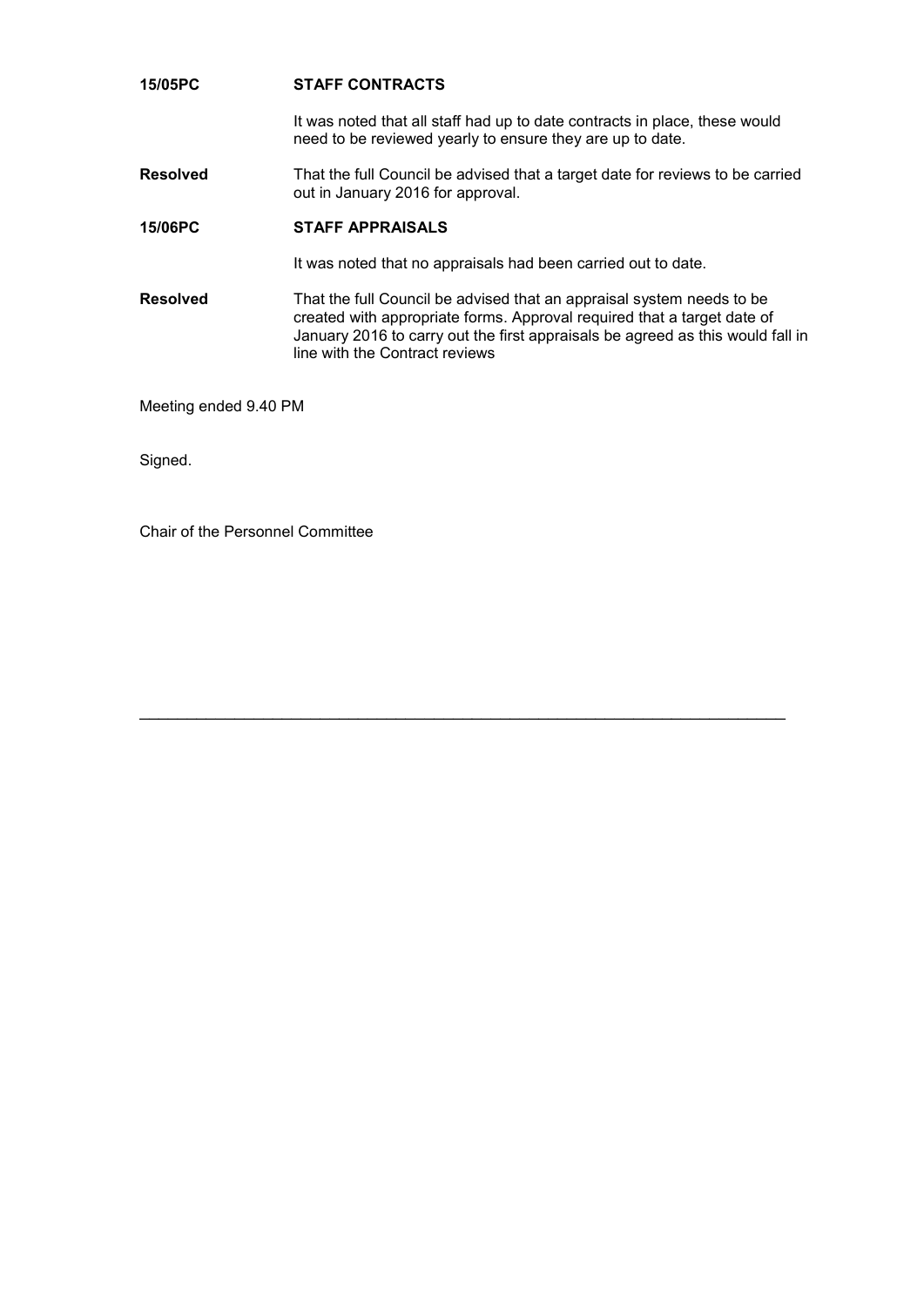**15/05PC** **STAFF CONTRACTS**

It was noted that all staff had up to date contracts in place, these would need to be reviewed yearly to ensure they are up to date.

**Resolved** That the full Council be advised that a target date for reviews to be carried out in January 2016 for approval.

**15/06PC** **STAFF APPRAISALS**

It was noted that no appraisals had been carried out to date.

**Resolved** That the full Council be advised that an appraisal system needs to be created with appropriate forms. Approval required that a target date of January 2016 to carry out the first appraisals be agreed as this would fall in line with the Contract reviews

Meeting ended 9.40 PM

Signed.

Chair of the Personnel Committee

---